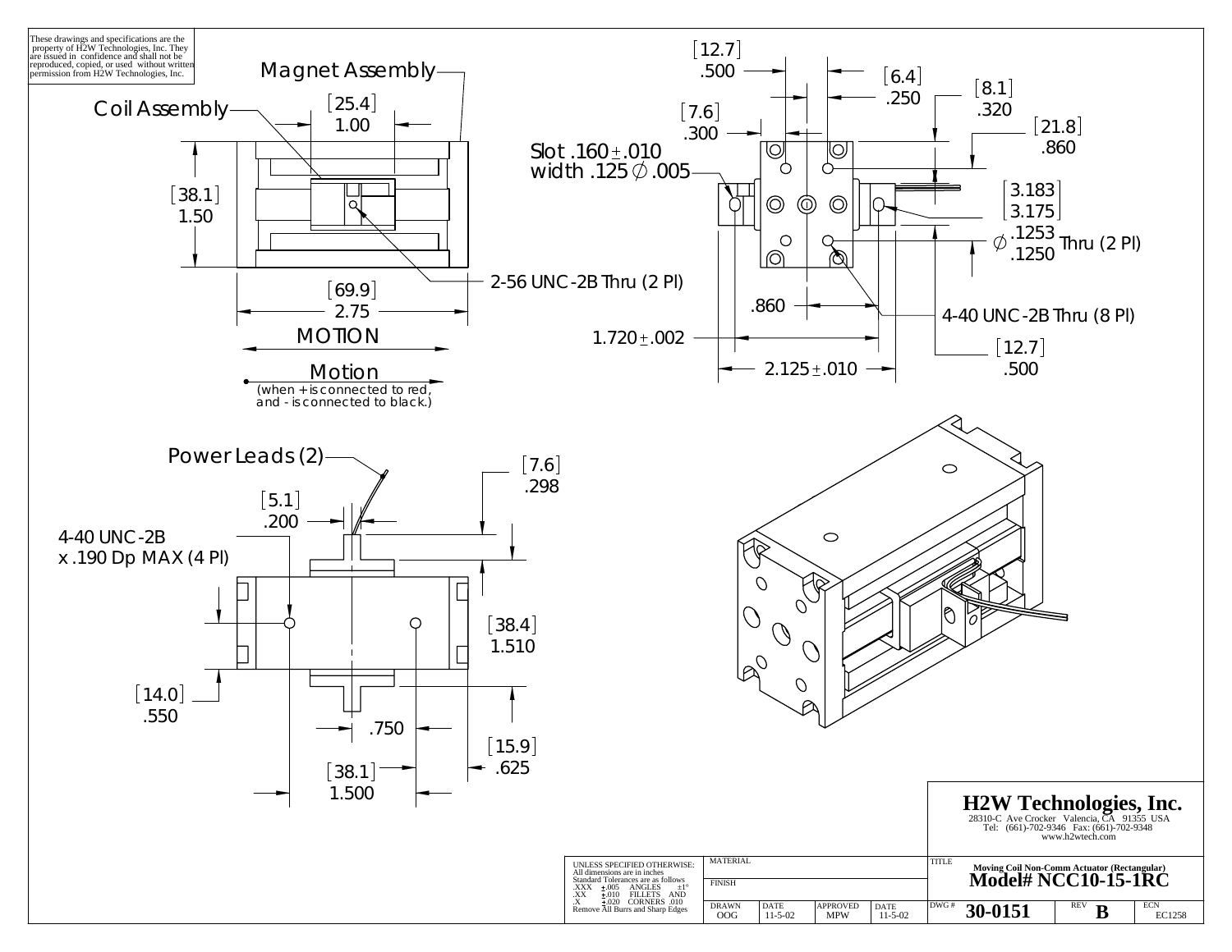These drawings and specifications are the property of H2W Technologies, Inc. They are issued in confidence and shall not be reproduced, copied, or used without written permission from H2W Technologies, Inc.

Magnet Assembly

Coil Assembly

[25.4]
1.00

[38.1]
1.50

2-56 UNC-2B Thru (2 Pl)

[69.9]
2.75

MOTION

Motion
(when + is connected to red, and - is connected to black.)

[12.7]
.500

[6.4]
.250

[8.1]
.320

[7.6]
.300

[21.8]
.860

Slot .160 ± .010
width .125 ∅ .005

3.183
3.175

∅ .1253
.1250 Thru (2 Pl)

.860

4-40 UNC-2B Thru (8 Pl)

1.720 ± .002

[12.7]
.500

2.125 ± .010

Power Leads (2)

[7.6]
.298

[5.1]
.200

4-40 UNC-2B
x .190 Dp MAX (4 Pl)

[38.4]
1.510

[14.0]
.550

.750

[15.9]
.625

[38.1]
1.500

## H2W Technologies, Inc.

28310-C Ave Crocker Valencia, CA 91355 USA
Tel: (661)-702-9346 Fax: (661)-702-9348
www.h2wtech.com

| UNLESS SPECIFIED OTHERWISE: All dimensions are in inches. Standard Tolerances are as follows .XXX ±.005 ANGLES ±1° .XX ±.010 FILLETS AND .X ±.020 CORNERS .010 Remove All Burrs and Sharp Edges | MATERIAL | | | TITLE Moving Coil Non-Comm Actuator (Rectangular) **Model# NCC10-15-1RC** | | |
|---|---|---|---|---|---|---|
| | FINISH | | | | | |
| | DRAWN OOG | DATE 11-5-02 | APPROVED MPW | DATE 11-5-02 | DWG # **30-0151** | REV **B** | ECN EC1258 |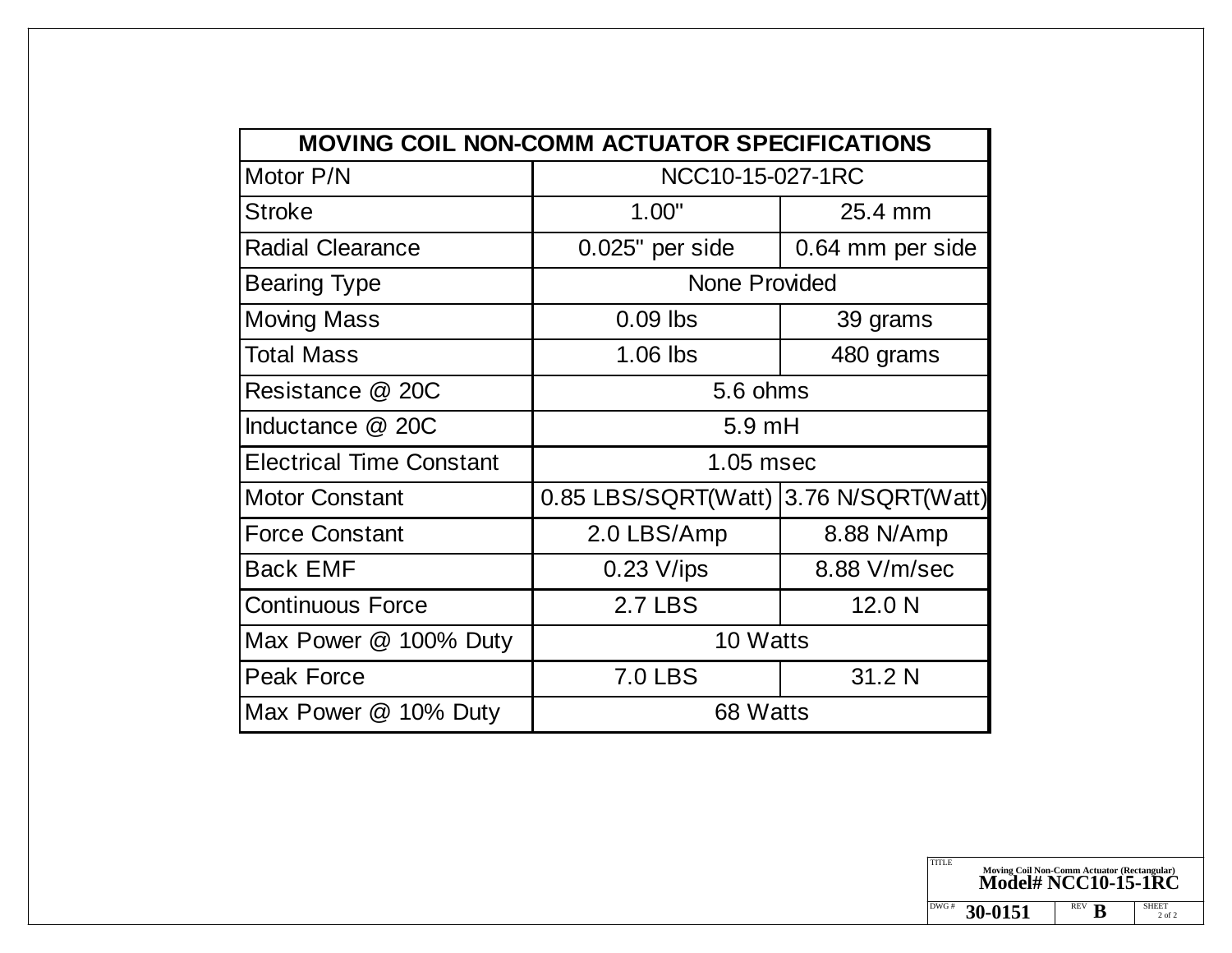| MOVING COIL NON-COMM ACTUATOR SPECIFICATIONS | | |
|---|---|---|
| Motor P/N | NCC10-15-027-1RC | |
| Stroke | 1.00" | 25.4 mm |
| Radial Clearance | 0.025" per side | 0.64 mm per side |
| Bearing Type | None Provided | |
| Moving Mass | 0.09 lbs | 39 grams |
| Total Mass | 1.06 lbs | 480 grams |
| Resistance @ 20C | 5.6 ohms | |
| Inductance @ 20C | 5.9 mH | |
| Electrical Time Constant | 1.05 msec | |
| Motor Constant | 0.85 LBS/SQRT(Watt) | 3.76 N/SQRT(Watt) |
| Force Constant | 2.0 LBS/Amp | 8.88 N/Amp |
| Back EMF | 0.23 V/ips | 8.88 V/m/sec |
| Continuous Force | 2.7 LBS | 12.0 N |
| Max Power @ 100% Duty | 10 Watts | |
| Peak Force | 7.0 LBS | 31.2 N |
| Max Power @ 10% Duty | 68 Watts | |

| | | | |
|---|---|---|---|
| TITLE | Moving Coil Non-Comm Actuator (Rectangular) **Model# NCC10-15-1RC** | | |
| DWG # **30-0151** | REV **B** | SHEET 2 of 2 | |